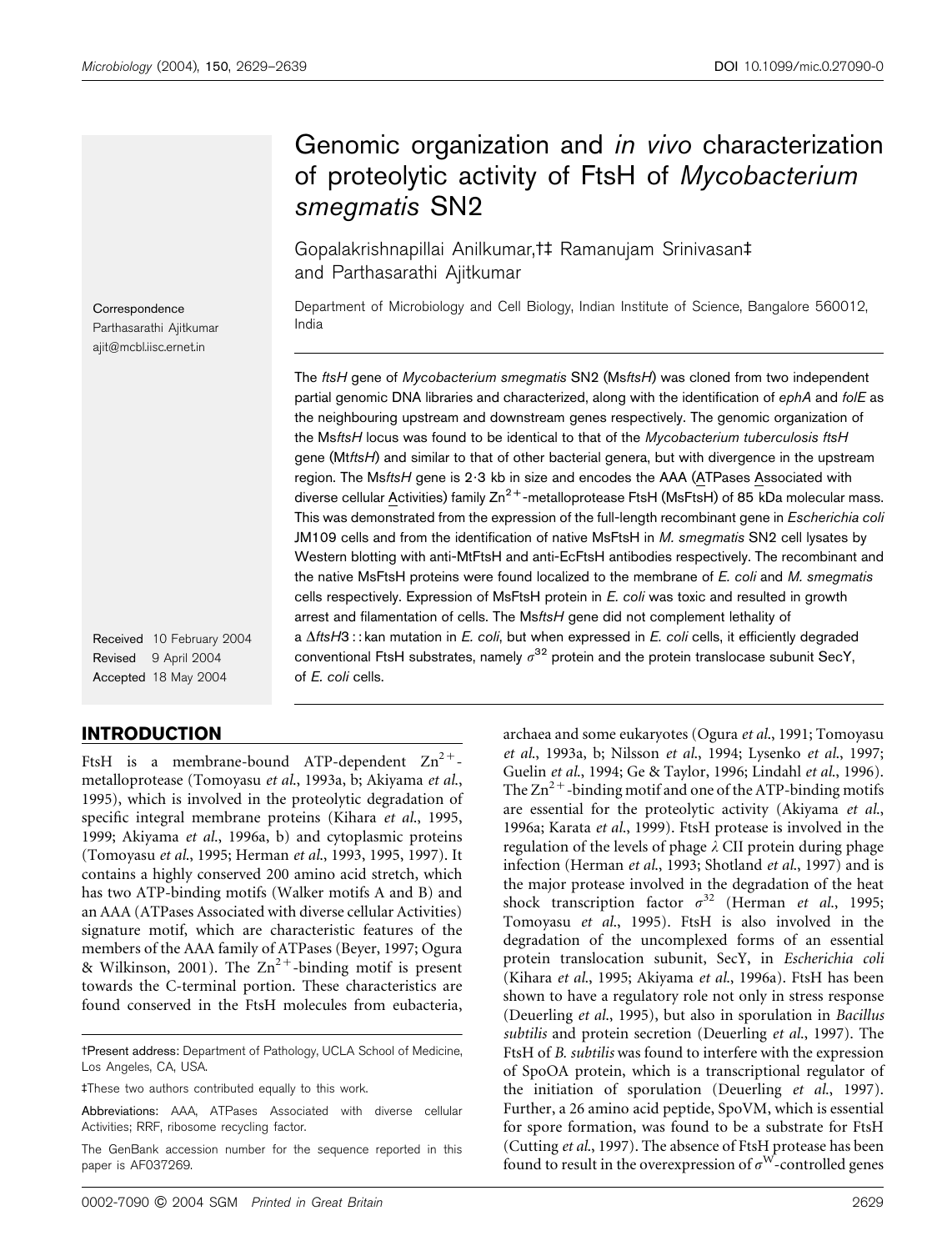# Genomic organization and *in vivo* characterization of proteolytic activity of FtsH of *Mycobacterium smegmatis* SN2

Gopalakrishnapillai Anilkumar,†‡ Ramanujam Srinivasan‡ and Parthasarathi Ajitkumar

Department of Microbiology and Cell Biology, Indian Institute of Science, Bangalore 560012, India

Correspondence
Parthasarathi Ajitkumar
ajit@mcbl.iisc.ernet.in

Received 10 February 2004
Revised 9 April 2004
Accepted 18 May 2004

The *ftsH* gene of *Mycobacterium smegmatis* SN2 (Ms*ftsH*) was cloned from two independent partial genomic DNA libraries and characterized, along with the identification of *ephA* and *folE* as the neighbouring upstream and downstream genes respectively. The genomic organization of the Ms*ftsH* locus was found to be identical to that of the *Mycobacterium tuberculosis ftsH* gene (Mt*ftsH*) and similar to that of other bacterial genera, but with divergence in the upstream region. The Ms*ftsH* gene is 2·3 kb in size and encodes the AAA (ATPases Associated with diverse cellular Activities) family $Zn^{2+}$-metalloprotease FtsH (MsFtsH) of 85 kDa molecular mass. This was demonstrated from the expression of the full-length recombinant gene in *Escherichia coli* JM109 cells and from the identification of native MsFtsH in *M. smegmatis* SN2 cell lysates by Western blotting with anti-MtFtsH and anti-EcFtsH antibodies respectively. The recombinant and the native MsFtsH proteins were found localized to the membrane of *E. coli* and *M. smegmatis* cells respectively. Expression of MsFtsH protein in *E. coli* was toxic and resulted in growth arrest and filamentation of cells. The Ms*ftsH* gene did not complement lethality of a Δ*ftsH*3 : : kan mutation in *E. coli*, but when expressed in *E. coli* cells, it efficiently degraded conventional FtsH substrates, namely $\sigma^{32}$ protein and the protein translocase subunit SecY, of *E. coli* cells.

## INTRODUCTION

FtsH is a membrane-bound ATP-dependent $Zn^{2+}$-metalloprotease (Tomoyasu *et al.*, 1993a, b; Akiyama *et al.*, 1995), which is involved in the proteolytic degradation of specific integral membrane proteins (Kihara *et al.*, 1995, 1999; Akiyama *et al.*, 1996a, b) and cytoplasmic proteins (Tomoyasu *et al.*, 1995; Herman *et al.*, 1993, 1995, 1997). It contains a highly conserved 200 amino acid stretch, which has two ATP-binding motifs (Walker motifs A and B) and an AAA (ATPases Associated with diverse cellular Activities) signature motif, which are characteristic features of the members of the AAA family of ATPases (Beyer, 1997; Ogura & Wilkinson, 2001). The $Zn^{2+}$-binding motif is present towards the C-terminal portion. These characteristics are found conserved in the FtsH molecules from eubacteria, archaea and some eukaryotes (Ogura *et al.*, 1991; Tomoyasu *et al.*, 1993a, b; Nilsson *et al.*, 1994; Lysenko *et al.*, 1997; Guelin *et al.*, 1994; Ge & Taylor, 1996; Lindahl *et al.*, 1996). The $Zn^{2+}$-binding motif and one of the ATP-binding motifs are essential for the proteolytic activity (Akiyama *et al.*, 1996a; Karata *et al.*, 1999). FtsH protease is involved in the regulation of the levels of phage λ CII protein during phage infection (Herman *et al.*, 1993; Shotland *et al.*, 1997) and is the major protease involved in the degradation of the heat shock transcription factor $\sigma^{32}$ (Herman *et al.*, 1995; Tomoyasu *et al.*, 1995). FtsH is also involved in the degradation of the uncomplexed forms of an essential protein translocation subunit, SecY, in *Escherichia coli* (Kihara *et al.*, 1995; Akiyama *et al.*, 1996a). FtsH has been shown to have a regulatory role not only in stress response (Deuerling *et al.*, 1995), but also in sporulation in *Bacillus subtilis* and protein secretion (Deuerling *et al.*, 1997). The FtsH of *B. subtilis* was found to interfere with the expression of SpoOA protein, which is a transcriptional regulator of the initiation of sporulation (Deuerling *et al.*, 1997). Further, a 26 amino acid peptide, SpoVM, which is essential for spore formation, was found to be a substrate for FtsH (Cutting *et al.*, 1997). The absence of FtsH protease has been found to result in the overexpression of $\sigma^{W}$-controlled genes

†Present address: Department of Pathology, UCLA School of Medicine, Los Angeles, CA, USA.

‡These two authors contributed equally to this work.

Abbreviations: AAA, ATPases Associated with diverse cellular Activities; RRF, ribosome recycling factor.

The GenBank accession number for the sequence reported in this paper is AF037269.

0002-7090 © 2004 SGM *Printed in Great Britain*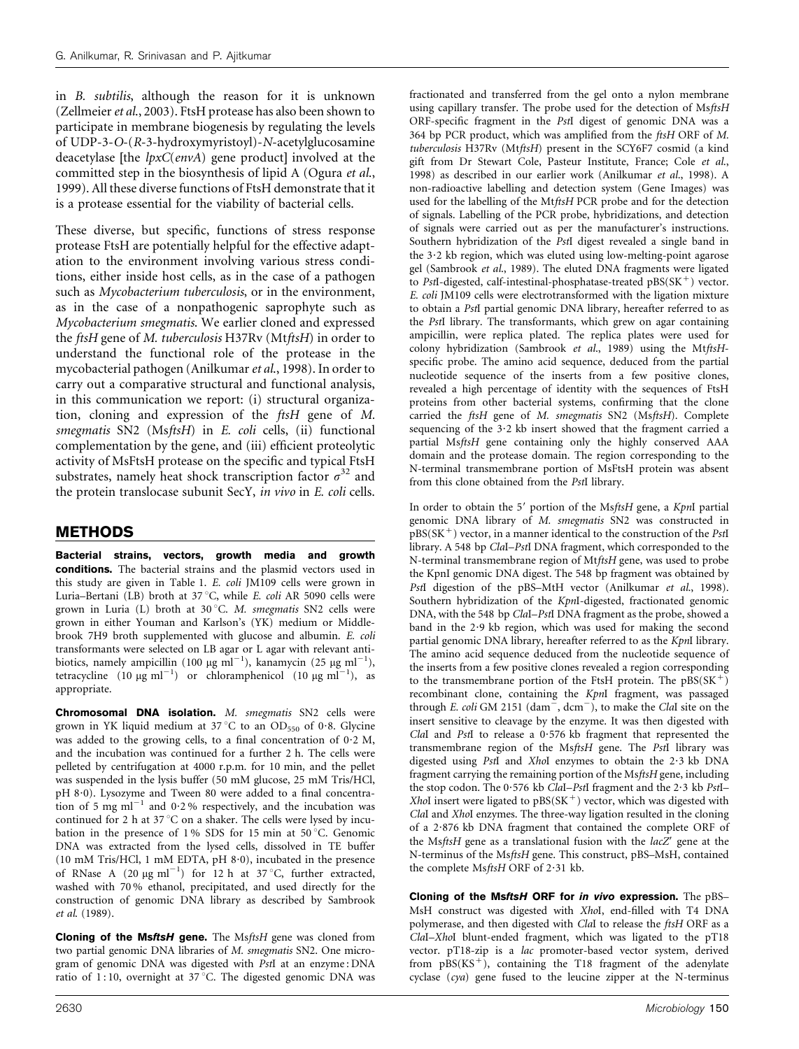in *B. subtilis*, although the reason for it is unknown (Zellmeier *et al.*, 2003). FtsH protease has also been shown to participate in membrane biogenesis by regulating the levels of UDP-3-*O*-(*R*-3-hydroxymyristoyl)-*N*-acetylglucosamine deacetylase [the *lpxC*(*envA*) gene product] involved at the committed step in the biosynthesis of lipid A (Ogura *et al.*, 1999). All these diverse functions of FtsH demonstrate that it is a protease essential for the viability of bacterial cells.

These diverse, but specific, functions of stress response protease FtsH are potentially helpful for the effective adaptation to the environment involving various stress conditions, either inside host cells, as in the case of a pathogen such as *Mycobacterium tuberculosis*, or in the environment, as in the case of a nonpathogenic saprophyte such as *Mycobacterium smegmatis*. We earlier cloned and expressed the *ftsH* gene of *M. tuberculosis* H37Rv (Mt*ftsH*) in order to understand the functional role of the protease in the mycobacterial pathogen (Anilkumar *et al.*, 1998). In order to carry out a comparative structural and functional analysis, in this communication we report: (i) structural organization, cloning and expression of the *ftsH* gene of *M. smegmatis* SN2 (Ms*ftsH*) in *E. coli* cells, (ii) functional complementation by the gene, and (iii) efficient proteolytic activity of MsFtsH protease on the specific and typical FtsH substrates, namely heat shock transcription factor $\sigma^{32}$ and the protein translocase subunit SecY, *in vivo* in *E. coli* cells.

## METHODS

**Bacterial strains, vectors, growth media and growth conditions.** The bacterial strains and the plasmid vectors used in this study are given in Table 1. *E. coli* JM109 cells were grown in Luria–Bertani (LB) broth at 37 °C, while *E. coli* AR 5090 cells were grown in Luria (L) broth at 30 °C. *M. smegmatis* SN2 cells were grown in either Youman and Karlson's (YK) medium or Middlebrook 7H9 broth supplemented with glucose and albumin. *E. coli* transformants were selected on LB agar or L agar with relevant antibiotics, namely ampicillin (100 μg $ml^{-1}$), kanamycin (25 μg $ml^{-1}$), tetracycline (10 μg $ml^{-1}$) or chloramphenicol (10 μg $ml^{-1}$), as appropriate.

**Chromosomal DNA isolation.** *M. smegmatis* SN2 cells were grown in YK liquid medium at 37 °C to an $OD_{550}$ of 0·8. Glycine was added to the growing cells, to a final concentration of 0·2 M, and the incubation was continued for a further 2 h. The cells were pelleted by centrifugation at 4000 r.p.m. for 10 min, and the pellet was suspended in the lysis buffer (50 mM glucose, 25 mM Tris/HCl, pH 8·0). Lysozyme and Tween 80 were added to a final concentration of 5 mg $ml^{-1}$ and 0·2 % respectively, and the incubation was continued for 2 h at 37 °C on a shaker. The cells were lysed by incubation in the presence of 1 % SDS for 15 min at 50 °C. Genomic DNA was extracted from the lysed cells, dissolved in TE buffer (10 mM Tris/HCl, 1 mM EDTA, pH 8·0), incubated in the presence of RNase A (20 μg $ml^{-1}$) for 12 h at 37 °C, further extracted, washed with 70 % ethanol, precipitated, and used directly for the construction of genomic DNA library as described by Sambrook *et al.* (1989).

**Cloning of the Ms*ftsH* gene.** The Ms*ftsH* gene was cloned from two partial genomic DNA libraries of *M. smegmatis* SN2. One microgram of genomic DNA was digested with *Pst*I at an enzyme : DNA ratio of 1 : 10, overnight at 37 °C. The digested genomic DNA was fractionated and transferred from the gel onto a nylon membrane using capillary transfer. The probe used for the detection of Ms*ftsH* ORF-specific fragment in the *Pst*I digest of genomic DNA was a 364 bp PCR product, which was amplified from the *ftsH* ORF of *M. tuberculosis* H37Rv (Mt*ftsH*) present in the SCY6F7 cosmid (a kind gift from Dr Stewart Cole, Pasteur Institute, France; Cole *et al.*, 1998) as described in our earlier work (Anilkumar *et al.*, 1998). A non-radioactive labelling and detection system (Gene Images) was used for the labelling of the Mt*ftsH* PCR probe and for the detection of signals. Labelling of the PCR probe, hybridizations, and detection of signals were carried out as per the manufacturer's instructions. Southern hybridization of the *Pst*I digest revealed a single band in the 3·2 kb region, which was eluted using low-melting-point agarose gel (Sambrook *et al.*, 1989). The eluted DNA fragments were ligated to *Pst*I-digested, calf-intestinal-phosphatase-treated pBS($SK^+$) vector. *E. coli* JM109 cells were electrotransformed with the ligation mixture to obtain a *Pst*I partial genomic DNA library, hereafter referred to as the *Pst*I library. The transformants, which grew on agar containing ampicillin, were replica plated. The replica plates were used for colony hybridization (Sambrook *et al.*, 1989) using the Mt*ftsH*-specific probe. The amino acid sequence, deduced from the partial nucleotide sequence of the inserts from a few positive clones, revealed a high percentage of identity with the sequences of FtsH proteins from other bacterial systems, confirming that the clone carried the *ftsH* gene of *M. smegmatis* SN2 (Ms*ftsH*). Complete sequencing of the 3·2 kb insert showed that the fragment carried a partial Ms*ftsH* gene containing only the highly conserved AAA domain and the protease domain. The region corresponding to the N-terminal transmembrane portion of MsFtsH protein was absent from this clone obtained from the *Pst*I library.

In order to obtain the 5′ portion of the Ms*ftsH* gene, a *Kpn*I partial genomic DNA library of *M. smegmatis* SN2 was constructed in pBS($SK^+$) vector, in a manner identical to the construction of the *Pst*I library. A 548 bp *Cla*I–*Pst*I DNA fragment, which corresponded to the N-terminal transmembrane region of Mt*ftsH* gene, was used to probe the KpnI genomic DNA digest. The 548 bp fragment was obtained by *Pst*I digestion of the pBS–MtH vector (Anilkumar *et al.*, 1998). Southern hybridization of the *Kpn*I-digested, fractionated genomic DNA, with the 548 bp *Cla*I–*Pst*I DNA fragment as the probe, showed a band in the 2·9 kb region, which was used for making the second partial genomic DNA library, hereafter referred to as the *Kpn*I library. The amino acid sequence deduced from the nucleotide sequence of the inserts from a few positive clones revealed a region corresponding to the transmembrane portion of the FtsH protein. The pBS($SK^+$) recombinant clone, containing the *Kpn*I fragment, was passaged through *E. coli* GM 2151 ($dam^-$, $dcm^-$), to make the *Cla*I site on the insert sensitive to cleavage by the enzyme. It was then digested with *Cla*I and *Pst*I to release a 0·576 kb fragment that represented the transmembrane region of the Ms*ftsH* gene. The *Pst*I library was digested using *Pst*I and *Xho*I enzymes to obtain the 2·3 kb DNA fragment carrying the remaining portion of the Ms*ftsH* gene, including the stop codon. The 0·576 kb *Cla*I–*Pst*I fragment and the 2·3 kb *Pst*I–*Xho*I insert were ligated to pBS($SK^+$) vector, which was digested with *Cla*I and *Xho*I enzymes. The three-way ligation resulted in the cloning of a 2·876 kb DNA fragment that contained the complete ORF of the Ms*ftsH* gene as a translational fusion with the *lacZ*′ gene at the N-terminus of the Ms*ftsH* gene. This construct, pBS–MsH, contained the complete Ms*ftsH* ORF of 2·31 kb.

**Cloning of the Ms*ftsH* ORF for *in vivo* expression.** The pBS–MsH construct was digested with *Xho*I, end-filled with T4 DNA polymerase, and then digested with *Cla*I to release the *ftsH* ORF as a *Cla*I–*Xho*I blunt-ended fragment, which was ligated to the pT18 vector. pT18-zip is a *lac* promoter-based vector system, derived from pBS($KS^+$), containing the T18 fragment of the adenylate cyclase (*cya*) gene fused to the leucine zipper at the N-terminus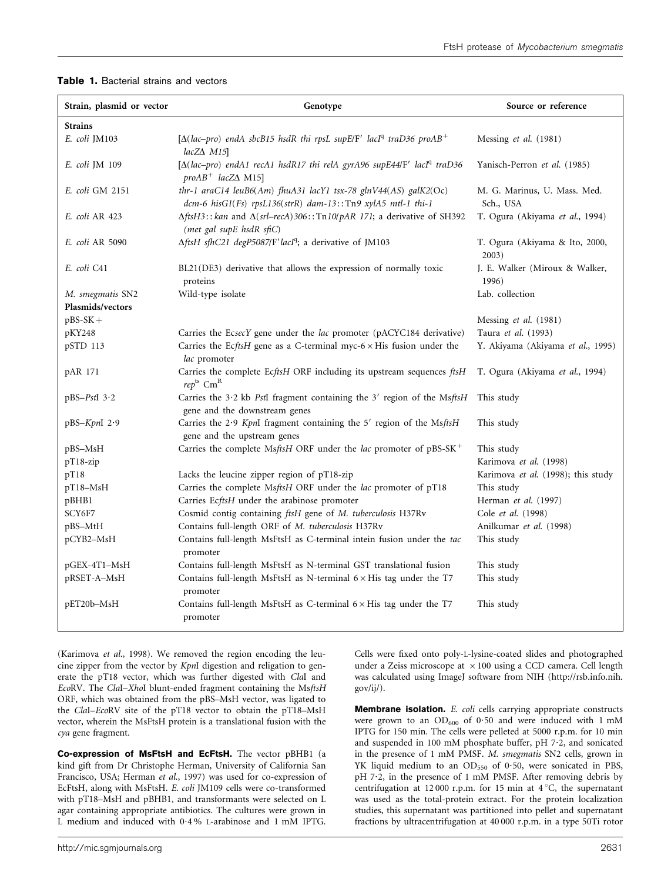**Table 1.** Bacterial strains and vectors

| Strain, plasmid or vector | Genotype | Source or reference |
|---|---|---|
| **Strains** | | |
| *E. coli* JM103 | [Δ(*lac–pro*) *endA sbcB15 hsdR thi rpsL supE*/F′ *lacI*$^q$ *traD36 proAB*$^+$ *lacZ*Δ *M15*] | Messing *et al.* (1981) |
| *E. coli* JM 109 | [Δ(*lac–pro*) *endA1 recA1 hsdR17 thi relA gyrA96 supE44*/F′ *lacI*$^q$ *traD36 proAB*$^+$ *lacZ*Δ M15] | Yanisch-Perron *et al.* (1985) |
| *E. coli* GM 2151 | *thr-1 araC14 leuB6(Am) fhuA31 lacY1 tsx-78 glnV44(AS) galK2*(Oc) *dcm-6 hisG1(Fs) rpsL136(strR) dam-13*::Tn*9 xylA5 mtl-1 thi-1* | M. G. Marinus, U. Mass. Med. Sch., USA |
| *E. coli* AR 423 | Δ*ftsH3*::*kan* and Δ(*srl–recA*)*306*::Tn*10*/*pAR 171*; a derivative of SH392 (*met gal supE hsdR sfiC*) | T. Ogura (Akiyama *et al.*, 1994) |
| *E. coli* AR 5090 | Δ*ftsH sfhC21 degP5087*/F′*lacI*$^q$; a derivative of JM103 | T. Ogura (Akiyama & Ito, 2000, 2003) |
| *E. coli* C41 | BL21(DE3) derivative that allows the expression of normally toxic proteins | J. E. Walker (Miroux & Walker, 1996) |
| *M. smegmatis* SN2 | Wild-type isolate | Lab. collection |
| **Plasmids/vectors** | | |
| pBS-SK+ | | Messing *et al.* (1981) |
| pKY248 | Carries the Ec*secY* gene under the *lac* promoter (pACYC184 derivative) | Taura *et al.* (1993) |
| pSTD 113 | Carries the Ec*ftsH* gene as a C-terminal myc-6×His fusion under the *lac* promoter | Y. Akiyama (Akiyama *et al.*, 1995) |
| pAR 171 | Carries the complete Ec*ftsH* ORF including its upstream sequences *ftsH rep*$^{ts}$ Cm$^R$ | T. Ogura (Akiyama *et al.*, 1994) |
| pBS–*Pst*I 3·2 | Carries the 3·2 kb *Pst*I fragment containing the 3′ region of the Ms*ftsH* gene and the downstream genes | This study |
| pBS–*Kpn*I 2·9 | Carries the 2·9 *Kpn*I fragment containing the 5′ region of the Ms*ftsH* gene and the upstream genes | This study |
| pBS–MsH | Carries the complete Ms*ftsH* ORF under the *lac* promoter of pBS-SK$^+$ | This study |
| pT18-zip | | Karimova *et al.* (1998) |
| pT18 | Lacks the leucine zipper region of pT18-zip | Karimova *et al.* (1998); this study |
| pT18–MsH | Carries the complete Ms*ftsH* ORF under the *lac* promoter of pT18 | This study |
| pBHB1 | Carries Ec*ftsH* under the arabinose promoter | Herman *et al.* (1997) |
| SCY6F7 | Cosmid contig containing *ftsH* gene of *M. tuberculosis* H37Rv | Cole *et al.* (1998) |
| pBS–MtH | Contains full-length ORF of *M. tuberculosis* H37Rv | Anilkumar *et al.* (1998) |
| pCYB2–MsH | Contains full-length MsFtsH as C-terminal intein fusion under the *tac* promoter | This study |
| pGEX-4T1–MsH | Contains full-length MsFtsH as N-terminal GST translational fusion | This study |
| pRSET-A–MsH | Contains full-length MsFtsH as N-terminal 6×His tag under the T7 promoter | This study |
| pET20b–MsH | Contains full-length MsFtsH as C-terminal 6×His tag under the T7 promoter | This study |

(Karimova *et al.*, 1998). We removed the region encoding the leucine zipper from the vector by *Kpn*I digestion and religation to generate the pT18 vector, which was further digested with *Cla*I and *Eco*RV. The *Cla*I–*Xho*I blunt-ended fragment containing the Ms*ftsH* ORF, which was obtained from the pBS–MsH vector, was ligated to the *Cla*I–*Eco*RV site of the pT18 vector to obtain the pT18–MsH vector, wherein the MsFtsH protein is a translational fusion with the *cya* gene fragment.

**Co-expression of MsFtsH and EcFtsH.** The vector pBHB1 (a kind gift from Dr Christophe Herman, University of California San Francisco, USA; Herman *et al.*, 1997) was used for co-expression of EcFtsH, along with MsFtsH. *E. coli* JM109 cells were co-transformed with pT18–MsH and pBHB1, and transformants were selected on L agar containing appropriate antibiotics. The cultures were grown in L medium and induced with 0·4 % L-arabinose and 1 mM IPTG. Cells were fixed onto poly-L-lysine-coated slides and photographed under a Zeiss microscope at ×100 using a CCD camera. Cell length was calculated using ImageJ software from NIH (http://rsb.info.nih.gov/ij/).

**Membrane isolation.** *E. coli* cells carrying appropriate constructs were grown to an $OD_{600}$ of 0·50 and were induced with 1 mM IPTG for 150 min. The cells were pelleted at 5000 r.p.m. for 10 min and suspended in 100 mM phosphate buffer, pH 7·2, and sonicated in the presence of 1 mM PMSF. *M. smegmatis* SN2 cells, grown in YK liquid medium to an $OD_{550}$ of 0·50, were sonicated in PBS, pH 7·2, in the presence of 1 mM PMSF. After removing debris by centrifugation at 12 000 r.p.m. for 15 min at 4 °C, the supernatant was used as the total-protein extract. For the protein localization studies, this supernatant was partitioned into pellet and supernatant fractions by ultracentrifugation at 40 000 r.p.m. in a type 50Ti rotor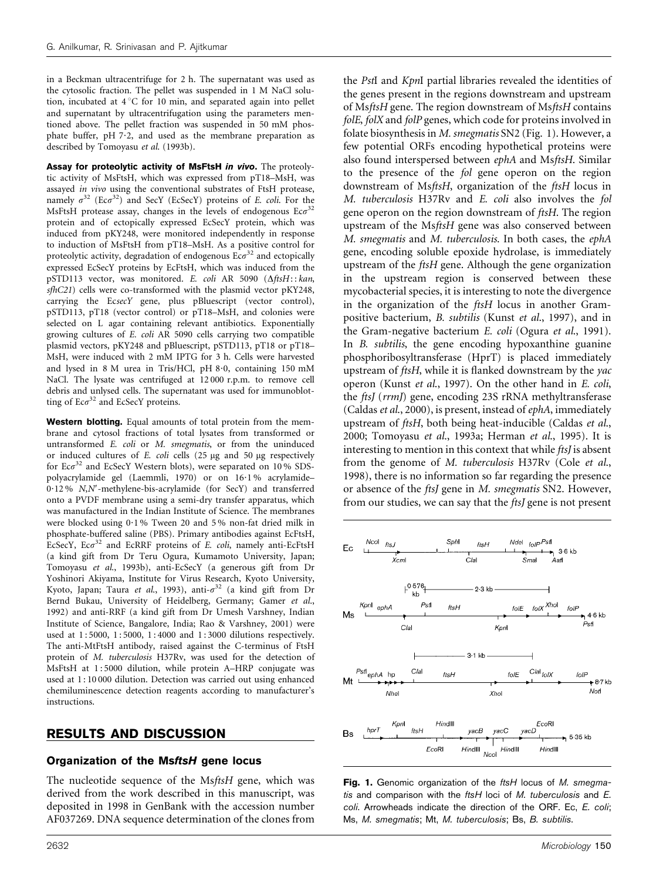in a Beckman ultracentrifuge for 2 h. The supernatant was used as the cytosolic fraction. The pellet was suspended in 1 M NaCl solution, incubated at 4 °C for 10 min, and separated again into pellet and supernatant by ultracentrifugation using the parameters mentioned above. The pellet fraction was suspended in 50 mM phosphate buffer, pH 7·2, and used as the membrane preparation as described by Tomoyasu *et al.* (1993b).

**Assay for proteolytic activity of MsFtsH *in vivo*.** The proteolytic activity of MsFtsH, which was expressed from pT18–MsH, was assayed *in vivo* using the conventional substrates of FtsH protease, namely $\sigma^{32}$ (Ec$\sigma^{32}$) and SecY (EcSecY) proteins of *E. coli*. For the MsFtsH protease assay, changes in the levels of endogenous Ec$\sigma^{32}$ protein and of ectopically expressed EcSecY protein, which was induced from pKY248, were monitored independently in response to induction of MsFtsH from pT18–MsH. As a positive control for proteolytic activity, degradation of endogenous Ec$\sigma^{32}$ and ectopically expressed EcSecY proteins by EcFtsH, which was induced from the pSTD113 vector, was monitored. *E. coli* AR 5090 (Δ*ftsH*::*kan*, *sfhC21*) cells were co-transformed with the plasmid vector pKY248, carrying the Ec*secY* gene, plus pBluescript (vector control), pSTD113, pT18 (vector control) or pT18–MsH, and colonies were selected on L agar containing relevant antibiotics. Exponentially growing cultures of *E. coli* AR 5090 cells carrying two compatible plasmid vectors, pKY248 and pBluescript, pSTD113, pT18 or pT18–MsH, were induced with 2 mM IPTG for 3 h. Cells were harvested and lysed in 8 M urea in Tris/HCl, pH 8·0, containing 150 mM NaCl. The lysate was centrifuged at 12 000 r.p.m. to remove cell debris and unlysed cells. The supernatant was used for immunoblotting of Ec$\sigma^{32}$ and EcSecY proteins.

**Western blotting.** Equal amounts of total protein from the membrane and cytosol fractions of total lysates from transformed or untransformed *E. coli* or *M. smegmatis*, or from the uninduced or induced cultures of *E. coli* cells (25 µg and 50 µg respectively for Ec$\sigma^{32}$ and EcSecY Western blots), were separated on 10 % SDS-polyacrylamide gel (Laemmli, 1970) or on 16·1 % acrylamide–0·12 % *N*,*N*′-methylene-bis-acrylamide (for SecY) and transferred onto a PVDF membrane using a semi-dry transfer apparatus, which was manufactured in the Indian Institute of Science. The membranes were blocked using 0·1 % Tween 20 and 5 % non-fat dried milk in phosphate-buffered saline (PBS). Primary antibodies against EcFtsH, EcSecY, Ec$\sigma^{32}$ and EcRRF proteins of *E. coli*, namely anti-EcFtsH (a kind gift from Dr Teru Ogura, Kumamoto University, Japan; Tomoyasu *et al.*, 1993b), anti-EcSecY (a generous gift from Dr Yoshinori Akiyama, Institute for Virus Research, Kyoto University, Kyoto, Japan; Taura *et al.*, 1993), anti-$\sigma^{32}$ (a kind gift from Dr Bernd Bukau, University of Heidelberg, Germany; Gamer *et al.*, 1992) and anti-RRF (a kind gift from Dr Umesh Varshney, Indian Institute of Science, Bangalore, India; Rao & Varshney, 2001) were used at 1 : 5000, 1 : 5000, 1 : 4000 and 1 : 3000 dilutions respectively. The anti-MtFtsH antibody, raised against the C-terminus of FtsH protein of *M. tuberculosis* H37Rv, was used for the detection of MsFtsH at 1 : 5000 dilution, while protein A–HRP conjugate was used at 1 : 10 000 dilution. Detection was carried out using enhanced chemiluminescence detection reagents according to manufacturer's instructions.

## RESULTS AND DISCUSSION

### Organization of the Ms*ftsH* gene locus

The nucleotide sequence of the Ms*ftsH* gene, which was derived from the work described in this manuscript, was deposited in 1998 in GenBank with the accession number AF037269. DNA sequence determination of the clones from the *Pst*I and *Kpn*I partial libraries revealed the identities of the genes present in the regions downstream and upstream of Ms*ftsH* gene. The region downstream of Ms*ftsH* contains *folE*, *folX* and *folP* genes, which code for proteins involved in folate biosynthesis in *M. smegmatis* SN2 (Fig. 1). However, a few potential ORFs encoding hypothetical proteins were also found interspersed between *ephA* and Ms*ftsH*. Similar to the presence of the *fol* gene operon on the region downstream of Ms*ftsH*, organization of the *ftsH* locus in *M. tuberculosis* H37Rv and *E. coli* also involves the *fol* gene operon on the region downstream of *ftsH*. The region upstream of the Ms*ftsH* gene was also conserved between *M. smegmatis* and *M. tuberculosis*. In both cases, the *ephA* gene, encoding soluble epoxide hydrolase, is immediately upstream of the *ftsH* gene. Although the gene organization in the upstream region is conserved between these mycobacterial species, it is interesting to note the divergence in the organization of the *ftsH* locus in another Gram-positive bacterium, *B. subtilis* (Kunst *et al.*, 1997), and in the Gram-negative bacterium *E. coli* (Ogura *et al.*, 1991). In *B. subtilis*, the gene encoding hypoxanthine guanine phosphoribosyltransferase (HprT) is placed immediately upstream of *ftsH*, while it is flanked downstream by the *yac* operon (Kunst *et al.*, 1997). On the other hand in *E. coli*, the *ftsJ* (*rrmJ*) gene, encoding 23S rRNA methyltransferase (Caldas *et al.*, 2000), is present, instead of *ephA*, immediately upstream of *ftsH*, both being heat-inducible (Caldas *et al.*, 2000; Tomoyasu *et al.*, 1993a; Herman *et al.*, 1995). It is interesting to mention in this context that while *ftsJ* is absent from the genome of *M. tuberculosis* H37Rv (Cole *et al.*, 1998), there is no information so far regarding the presence or absence of the *ftsJ* gene in *M. smegmatis* SN2. However, from our studies, we can say that the *ftsJ* gene is not present

**Fig. 1.** Genomic organization of the *ftsH* locus of *M. smegmatis* and comparison with the *ftsH* loci of *M. tuberculosis* and *E. coli*. Arrowheads indicate the direction of the ORF. Ec, *E. coli*; Ms, *M. smegmatis*; Mt, *M. tuberculosis*; Bs, *B. subtilis*.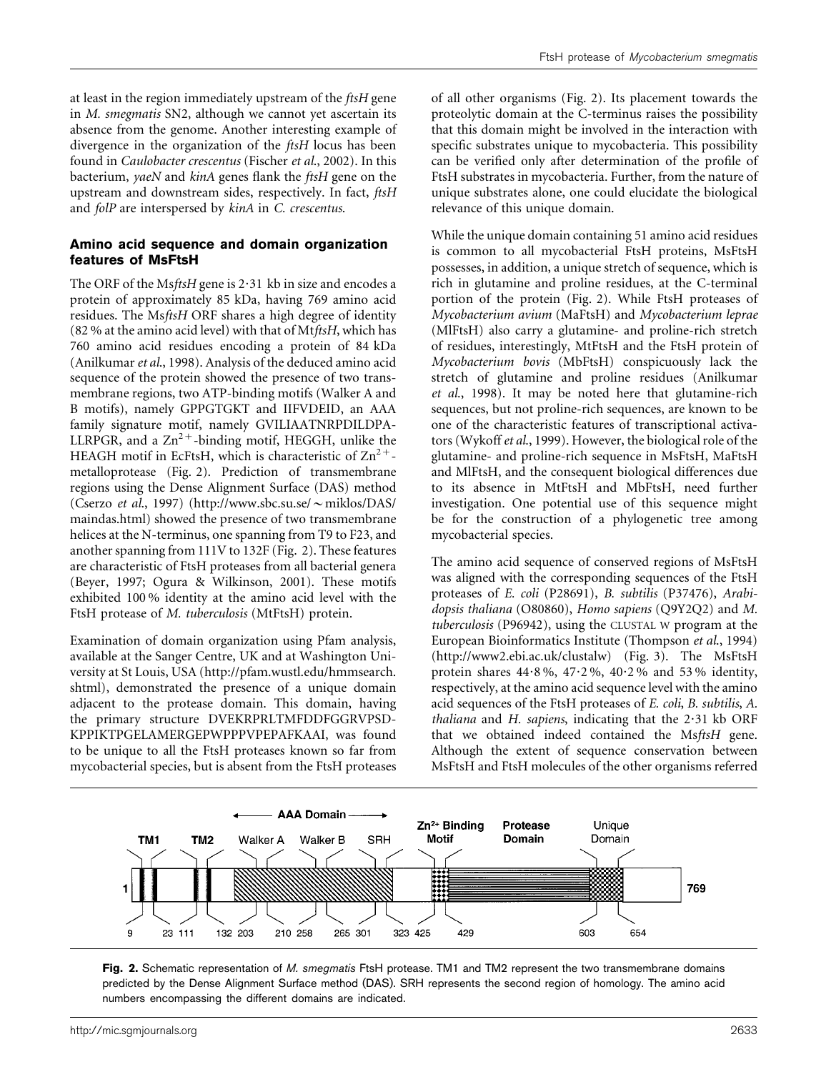at least in the region immediately upstream of the *ftsH* gene in *M. smegmatis* SN2, although we cannot yet ascertain its absence from the genome. Another interesting example of divergence in the organization of the *ftsH* locus has been found in *Caulobacter crescentus* (Fischer *et al.*, 2002). In this bacterium, *yaeN* and *kinA* genes flank the *ftsH* gene on the upstream and downstream sides, respectively. In fact, *ftsH* and *folP* are interspersed by *kinA* in *C. crescentus*.

### Amino acid sequence and domain organization features of MsFtsH

The ORF of the Ms*ftsH* gene is 2·31 kb in size and encodes a protein of approximately 85 kDa, having 769 amino acid residues. The Ms*ftsH* ORF shares a high degree of identity (82 % at the amino acid level) with that of Mt*ftsH*, which has 760 amino acid residues encoding a protein of 84 kDa (Anilkumar *et al.*, 1998). Analysis of the deduced amino acid sequence of the protein showed the presence of two transmembrane regions, two ATP-binding motifs (Walker A and B motifs), namely GPPGTGKT and IIFVDEID, an AAA family signature motif, namely GVILIAATNRPDILDPA-LLRPGR, and a $Zn^{2+}$-binding motif, HEGGH, unlike the HEAGH motif in EcFtsH, which is characteristic of $Zn^{2+}$-metalloprotease (Fig. 2). Prediction of transmembrane regions using the Dense Alignment Surface (DAS) method (Cserzo *et al.*, 1997) (http://www.sbc.su.se/~miklos/DAS/maindas.html) showed the presence of two transmembrane helices at the N-terminus, one spanning from T9 to F23, and another spanning from 111V to 132F (Fig. 2). These features are characteristic of FtsH proteases from all bacterial genera (Beyer, 1997; Ogura & Wilkinson, 2001). These motifs exhibited 100 % identity at the amino acid level with the FtsH protease of *M. tuberculosis* (MtFtsH) protein.

Examination of domain organization using Pfam analysis, available at the Sanger Centre, UK and at Washington University at St Louis, USA (http://pfam.wustl.edu/hmmsearch.shtml), demonstrated the presence of a unique domain adjacent to the protease domain. This domain, having the primary structure DVEKRPRLTMFDDFGGRVPSD-KPPIKTPGELAMERGEPWPPPVPEPAFKAAI, was found to be unique to all the FtsH proteases known so far from mycobacterial species, but is absent from the FtsH proteases of all other organisms (Fig. 2). Its placement towards the proteolytic domain at the C-terminus raises the possibility that this domain might be involved in the interaction with specific substrates unique to mycobacteria. This possibility can be verified only after determination of the profile of FtsH substrates in mycobacteria. Further, from the nature of unique substrates alone, one could elucidate the biological relevance of this unique domain.

While the unique domain containing 51 amino acid residues is common to all mycobacterial FtsH proteins, MsFtsH possesses, in addition, a unique stretch of sequence, which is rich in glutamine and proline residues, at the C-terminal portion of the protein (Fig. 2). While FtsH proteases of *Mycobacterium avium* (MaFtsH) and *Mycobacterium leprae* (MlFtsH) also carry a glutamine- and proline-rich stretch of residues, interestingly, MtFtsH and the FtsH protein of *Mycobacterium bovis* (MbFtsH) conspicuously lack the stretch of glutamine and proline residues (Anilkumar *et al.*, 1998). It may be noted here that glutamine-rich sequences, but not proline-rich sequences, are known to be one of the characteristic features of transcriptional activators (Wykoff *et al.*, 1999). However, the biological role of the glutamine- and proline-rich sequence in MsFtsH, MaFtsH and MlFtsH, and the consequent biological differences due to its absence in MtFtsH and MbFtsH, need further investigation. One potential use of this sequence might be for the construction of a phylogenetic tree among mycobacterial species.

The amino acid sequence of conserved regions of MsFtsH was aligned with the corresponding sequences of the FtsH proteases of *E. coli* (P28691), *B. subtilis* (P37476), *Arabidopsis thaliana* (O80860), *Homo sapiens* (Q9Y2Q2) and *M. tuberculosis* (P96942), using the CLUSTAL W program at the European Bioinformatics Institute (Thompson *et al.*, 1994) (http://www2.ebi.ac.uk/clustalw) (Fig. 3). The MsFtsH protein shares 44·8 %, 47·2 %, 40·2 % and 53 % identity, respectively, at the amino acid sequence level with the amino acid sequences of the FtsH proteases of *E. coli*, *B. subtilis*, *A. thaliana* and *H. sapiens*, indicating that the 2·31 kb ORF that we obtained indeed contained the Ms*ftsH* gene. Although the extent of sequence conservation between MsFtsH and FtsH molecules of the other organisms referred

**Fig. 2.** Schematic representation of *M. smegmatis* FtsH protease. TM1 and TM2 represent the two transmembrane domains predicted by the Dense Alignment Surface method (DAS). SRH represents the second region of homology. The amino acid numbers encompassing the different domains are indicated.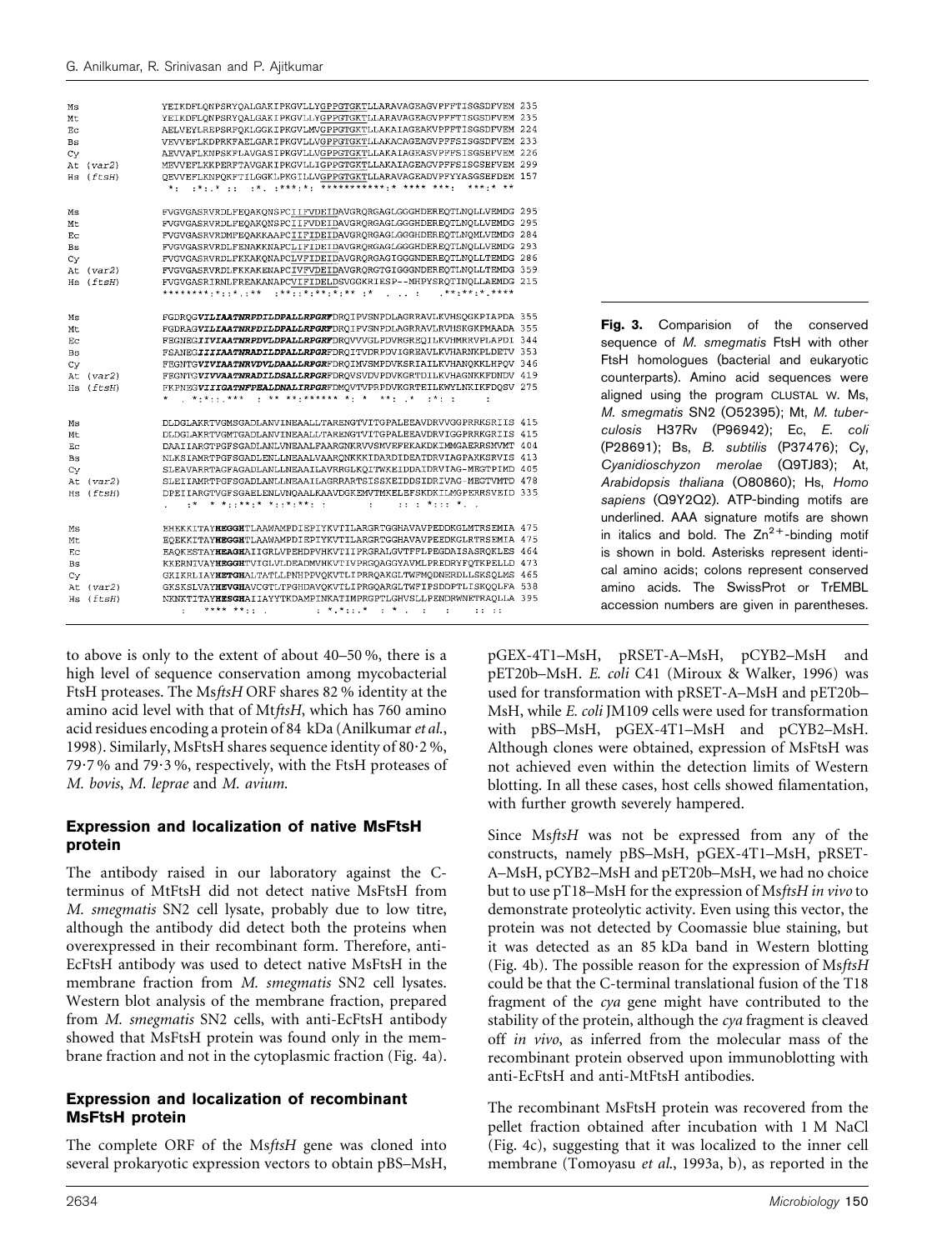```
Ms          YEIKDFLQNPSRYQALGAKIPKGVLLYGPPGTGKTLLARAVAGEAGVPFFTISGSDFVEM 235
Mt          YEIKDFLQNPSRYQALGAKIPKGVLLYGPPGTGKTLLARAVAGEAGVPFFTISGSDFVEM 235
Ec          AELVEYLREPSRFQKLGGKIPKGVLMVGPPGTGKTLLAKAIAGEAKVPFFTISGSDFVEM 224
Bs          VEVVEFLKDPRKFAELGARIPKGVLLVGPPGTGKTLLAKACAGEAGVPFFSISGSDFVEM 233
Cy          AEVVAFLKNPSKFLAVGASIPKGVLLVGPPGTGKTLLAKAIAGEASVPFFSISGSEFVEM 226
At (var2)   MEVVEFLKKPERFTAVGAKIPKGVLLIGPPGTGKTLLAKAIAGEAGVPFFSISGSEFVEM 299
Hs (ftsH)   QEVVEFLKNPQKFTILGGKLPKGILLVGPPGTGKTLLARAVAGEADVPFYYASGSEFDEM 157
             *:  :*:.* ::  :*. :***:*: ***********:* **** ***:  ***:* **

Ms          FVGVGASRVRDLFEQAKQNSPCIIFVDEIDAVGRQRGAGLGGGHDEREQTLNQLLVEMDG 295
Mt          FVGVGASRVRDLFEQAKQNSPCIIFVDEIDAVGRQRGAGLGGGHDEREQTLNQLLVEMDG 295
Ec          FVGVGASRVRDMFEQAKKAAPCIIFIDEIDAVGRQRGAGLGGGHDEREQTLNQMLVEMDG 284
Bs          FVGVGASRVRDLFENAKKNAPCLIFIDEIDAVGRQRGAGLGGGHDEREQTLNQLLVEMDG 293
Cy          FVGVGASRVRDLFKKAKQNAPCLVFIDEIDAVGRQRGAGIGGGNDEREQTLNQLLTEMDG 286
At (var2)   FVGVGASRVRDLFKKAKENAPCIVFVDEIDAVGRQRGTGIGGGNDEREQTLNQLLTEMDG 359
Hs (ftsH)   FVGVGASRIRNLFREAKANAPCVIFIDELDSVGGKRIESP--MHPYSRQTINQLLAEMDG 215
            ********:*::*.:** :**::*:**:*:** :*  . .. :   .**:**:*.****

Ms          FGDRQGVILIAATNRPDILDPALLRPGRFDRQIPVSNPDLAGRRAVLKVHSQGKPIAPDA 355
Mt          FGDRAGVILIAATNRPDILDPALLRPGRFDRQIPVSNPDLAGRRAVLRVHSKGKPMAADA 355
Ec          FEGNEGIIVIAATNRPDVLDPALLRPGRFDRQVVVGLPDVRGREQILKVHMRRVPLAPDI 344
Bs          FSANEGIIIIAATNRADILDPALLRPGRFDRQITVDRPDVIGREAVLKVHARNKPLDETV 353
Cy          FEGNTGVIVIAATNRVDVLDAALLRPGRFDRQIMVSMPDVKSRIAILKVHANQKKLHPQV 346
At (var2)   FEGNTGVIVVAATNRADILDSALLRPGRFDRQVSVDVPDVKGRTDILKVHAGNKKFDNDV 419
Hs (ftsH)   FKPNEGVIIIGATNFPEALDNALIRPGRFDMQVTVPRPDVKGRTEILKWYLNKIKFDQSV 275
            *  . *:*::.***  : ** **:****** *: *  **: .*  :*: :       :

Ms          DLDGLAKRTVGMSGADLANVINEAALLTARENGTVITGPALEEAVDRVVGGPRRKSRIIS 415
Mt          DLDGLAKRTVGMTGADLANVINEAALLTARENGTVITGPALEEAVDRVIGGPRRKGRIIS 415
Ec          DAAIIARGTPGFSGADLANLVNEAALFAARGNKRVVSMVEFEKAKDKIMMGAERRSMVMT 404
Bs          NLKSIAMRTPGFSGADLENLLNEAALVAARQNKKKIDARDIDEATDRVIAGPAKKSRVIS 413
Cy          SLEAVARRTAGFAGADLANLLNEAAILAVRRGLKQITWKEIDDAIDRVIAG-MEGTPIMD 405
At (var2)   SLEIIAMRTPGFSGADLANLLNEAAILAGRRARTSISSKEIDDSIDRIVAG-MEGTVMTD 478
Hs (ftsH)   DPEIIARGTVGFSGAELENLVNQAALKAAVDGKEMVTMKELEFSKDKILMGPERRSVEID 335
            .  :* * *.:**:* *.:*:**: :         :     :: : *::: *. .

Ms          EHEKKITAYHEGGHTLAAWAMPDIEPIYKVTILARGRTGGHAVAVPEDDKGLMTRSEMIA 475
Mt          EQEKKITAYHEGGHTLAAWAMPDIEPIYKVTILARGRTGGHAVAVPEEDKGLRTRSEMIA 475
Ec          EAQKESTAYHEAGHAIIGRLVPEHDPVHKVTIIPRGRALGVTFFLPEGDAISASRQKLES 464
Bs          KKERNIVAYHEGGHTVIGLVLDEADMVHKVTIVPRGQAGGYAVMLPREDRYFQTKPELLD 473
Cy          GKIKRLIAYHETGHALTATLLPNHPPVQKVTLIPRRQAKGLTWFMQDNERDLLSKSQLMS 465
At (var2)   GKSKSLVAYHEVGHAVCGTLTPGHDAVQKVTLIPRGQARGLTWFIPSDDPTLISKQQLFA 538
Hs (ftsH)   NKNKTITAYHESGHAIIAYYTKDAMPINKATIMPRGPTLGHVSLLPENDRWNETRAQLLA 395
            :   **** **:: .          : *.*::.*  : * .  :   :    :: ::
```

**Fig. 3.** Comparision of the conserved sequence of *M. smegmatis* FtsH with other FtsH homologues (bacterial and eukaryotic counterparts). Amino acid sequences were aligned using the program CLUSTAL W. Ms, *M. smegmatis* SN2 (O52395); Mt, *M. tuberculosis* H37Rv (P96942); Ec, *E. coli* (P28691); Bs, *B. subtilis* (P37476); Cy, *Cyanidioschyzon merolae* (Q9TJ83); At, *Arabidopsis thaliana* (O80860); Hs, *Homo sapiens* (Q9Y2Q2). ATP-binding motifs are underlined. AAA signature motifs are shown in italics and bold. The $Zn^{2+}$-binding motif is shown in bold. Asterisks represent identical amino acids; colons represent conserved amino acids. The SwissProt or TrEMBL accession numbers are given in parentheses.

to above is only to the extent of about 40–50 %, there is a high level of sequence conservation among mycobacterial FtsH proteases. The Ms*ftsH* ORF shares 82 % identity at the amino acid level with that of Mt*ftsH*, which has 760 amino acid residues encoding a protein of 84 kDa (Anilkumar *et al.*, 1998). Similarly, MsFtsH shares sequence identity of 80·2 %, 79·7 % and 79·3 %, respectively, with the FtsH proteases of *M. bovis*, *M. leprae* and *M. avium*.

### Expression and localization of native MsFtsH protein

The antibody raised in our laboratory against the C-terminus of MtFtsH did not detect native MsFtsH from *M. smegmatis* SN2 cell lysate, probably due to low titre, although the antibody did detect both the proteins when overexpressed in their recombinant form. Therefore, anti-EcFtsH antibody was used to detect native MsFtsH in the membrane fraction from *M. smegmatis* SN2 cell lysates. Western blot analysis of the membrane fraction, prepared from *M. smegmatis* SN2 cells, with anti-EcFtsH antibody showed that MsFtsH protein was found only in the membrane fraction and not in the cytoplasmic fraction (Fig. 4a).

### Expression and localization of recombinant MsFtsH protein

The complete ORF of the Ms*ftsH* gene was cloned into several prokaryotic expression vectors to obtain pBS–MsH, pGEX-4T1–MsH, pRSET-A–MsH, pCYB2–MsH and pET20b–MsH. *E. coli* C41 (Miroux & Walker, 1996) was used for transformation with pRSET-A–MsH and pET20b–MsH, while *E. coli* JM109 cells were used for transformation with pBS–MsH, pGEX-4T1–MsH and pCYB2–MsH. Although clones were obtained, expression of MsFtsH was not achieved even within the detection limits of Western blotting. In all these cases, host cells showed filamentation, with further growth severely hampered.

Since Ms*ftsH* was not be expressed from any of the constructs, namely pBS–MsH, pGEX-4T1–MsH, pRSET-A–MsH, pCYB2–MsH and pET20b–MsH, we had no choice but to use pT18–MsH for the expression of Ms*ftsH in vivo* to demonstrate proteolytic activity. Even using this vector, the protein was not detected by Coomassie blue staining, but it was detected as an 85 kDa band in Western blotting (Fig. 4b). The possible reason for the expression of Ms*ftsH* could be that the C-terminal translational fusion of the T18 fragment of the *cya* gene might have contributed to the stability of the protein, although the *cya* fragment is cleaved off *in vivo*, as inferred from the molecular mass of the recombinant protein observed upon immunoblotting with anti-EcFtsH and anti-MtFtsH antibodies.

The recombinant MsFtsH protein was recovered from the pellet fraction obtained after incubation with 1 M NaCl (Fig. 4c), suggesting that it was localized to the inner cell membrane (Tomoyasu *et al.*, 1993a, b), as reported in the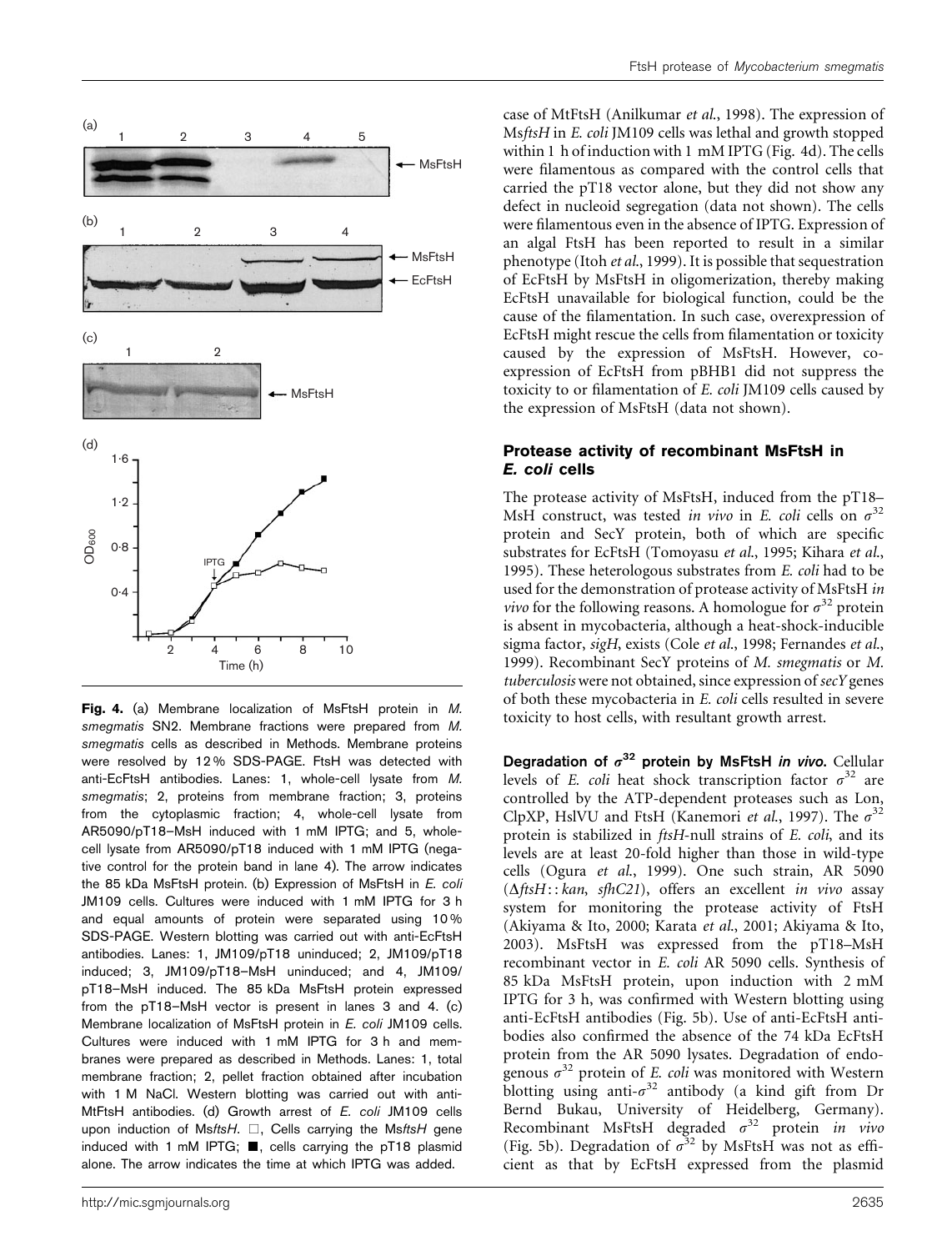**Fig. 4.** (a) Membrane localization of MsFtsH protein in *M. smegmatis* SN2. Membrane fractions were prepared from *M. smegmatis* cells as described in Methods. Membrane proteins were resolved by 12 % SDS-PAGE. FtsH was detected with anti-EcFtsH antibodies. Lanes: 1, whole-cell lysate from *M. smegmatis*; 2, proteins from membrane fraction; 3, proteins from the cytoplasmic fraction; 4, whole-cell lysate from AR5090/pT18–MsH induced with 1 mM IPTG; and 5, whole-cell lysate from AR5090/pT18 induced with 1 mM IPTG (negative control for the protein band in lane 4). The arrow indicates the 85 kDa MsFtsH protein. (b) Expression of MsFtsH in *E. coli* JM109 cells. Cultures were induced with 1 mM IPTG for 3 h and equal amounts of protein were separated using 10 % SDS-PAGE. Western blotting was carried out with anti-EcFtsH antibodies. Lanes: 1, JM109/pT18 uninduced; 2, JM109/pT18 induced; 3, JM109/pT18–MsH uninduced; and 4, JM109/pT18–MsH induced. The 85 kDa MsFtsH protein expressed from the pT18–MsH vector is present in lanes 3 and 4. (c) Membrane localization of MsFtsH protein in *E. coli* JM109 cells. Cultures were induced with 1 mM IPTG for 3 h and membranes were prepared as described in Methods. Lanes: 1, total membrane fraction; 2, pellet fraction obtained after incubation with 1 M NaCl. Western blotting was carried out with anti-MtFtsH antibodies. (d) Growth arrest of *E. coli* JM109 cells upon induction of Ms*ftsH*. □, Cells carrying the Ms*ftsH* gene induced with 1 mM IPTG; ■, cells carrying the pT18 plasmid alone. The arrow indicates the time at which IPTG was added.

case of MtFtsH (Anilkumar *et al.*, 1998). The expression of Ms*ftsH* in *E. coli* JM109 cells was lethal and growth stopped within 1 h of induction with 1 mM IPTG (Fig. 4d). The cells were filamentous as compared with the control cells that carried the pT18 vector alone, but they did not show any defect in nucleoid segregation (data not shown). The cells were filamentous even in the absence of IPTG. Expression of an algal FtsH has been reported to result in a similar phenotype (Itoh *et al.*, 1999). It is possible that sequestration of EcFtsH by MsFtsH in oligomerization, thereby making EcFtsH unavailable for biological function, could be the cause of the filamentation. In such case, overexpression of EcFtsH might rescue the cells from filamentation or toxicity caused by the expression of MsFtsH. However, co-expression of EcFtsH from pBHB1 did not suppress the toxicity to or filamentation of *E. coli* JM109 cells caused by the expression of MsFtsH (data not shown).

### Protease activity of recombinant MsFtsH in *E. coli* cells

The protease activity of MsFtsH, induced from the pT18–MsH construct, was tested *in vivo* in *E. coli* cells on $\sigma^{32}$ protein and SecY protein, both of which are specific substrates for EcFtsH (Tomoyasu *et al.*, 1995; Kihara *et al.*, 1995). These heterologous substrates from *E. coli* had to be used for the demonstration of protease activity of MsFtsH *in vivo* for the following reasons. A homologue for $\sigma^{32}$ protein is absent in mycobacteria, although a heat-shock-inducible sigma factor, *sigH*, exists (Cole *et al.*, 1998; Fernandes *et al.*, 1999). Recombinant SecY proteins of *M. smegmatis* or *M. tuberculosis* were not obtained, since expression of *secY* genes of both these mycobacteria in *E. coli* cells resulted in severe toxicity to host cells, with resultant growth arrest.

**Degradation of $\sigma^{32}$ protein by MsFtsH *in vivo*.** Cellular levels of *E. coli* heat shock transcription factor $\sigma^{32}$ are controlled by the ATP-dependent proteases such as Lon, ClpXP, HslVU and FtsH (Kanemori *et al.*, 1997). The $\sigma^{32}$ protein is stabilized in *ftsH*-null strains of *E. coli*, and its levels are at least 20-fold higher than those in wild-type cells (Ogura *et al.*, 1999). One such strain, AR 5090 ($\Delta$*ftsH*::*kan*, *sfhC21*), offers an excellent *in vivo* assay system for monitoring the protease activity of FtsH (Akiyama & Ito, 2000; Karata *et al.*, 2001; Akiyama & Ito, 2003). MsFtsH was expressed from the pT18–MsH recombinant vector in *E. coli* AR 5090 cells. Synthesis of 85 kDa MsFtsH protein, upon induction with 2 mM IPTG for 3 h, was confirmed with Western blotting using anti-EcFtsH antibodies (Fig. 5b). Use of anti-EcFtsH antibodies also confirmed the absence of the 74 kDa EcFtsH protein from the AR 5090 lysates. Degradation of endogenous $\sigma^{32}$ protein of *E. coli* was monitored with Western blotting using anti-$\sigma^{32}$ antibody (a kind gift from Dr Bernd Bukau, University of Heidelberg, Germany). Recombinant MsFtsH degraded $\sigma^{32}$ protein *in vivo* (Fig. 5b). Degradation of $\sigma^{32}$ by MsFtsH was not as efficient as that by EcFtsH expressed from the plasmid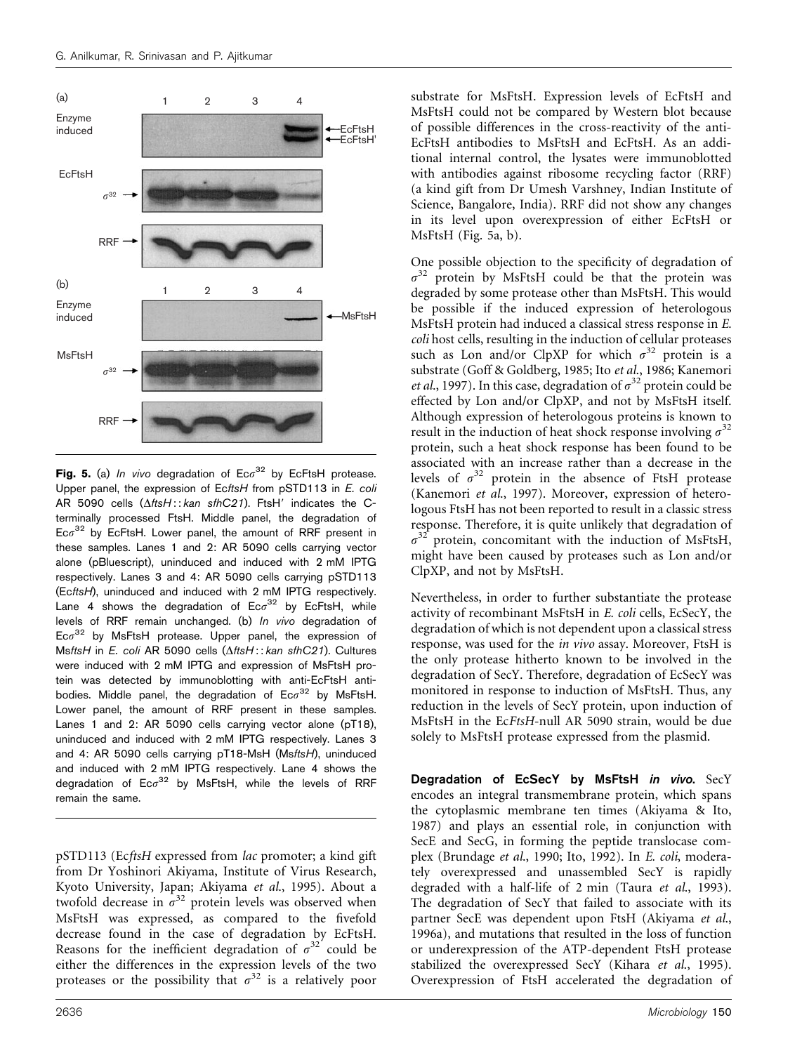(a)

Fig. 5. (a) *In vivo* degradation of Ec$\sigma^{32}$ by EcFtsH protease. Upper panel, the expression of Ec*ftsH* from pSTD113 in *E. coli* AR 5090 cells (Δ*ftsH*::*kan sfhC21*). FtsH′ indicates the C-terminally processed FtsH. Middle panel, the degradation of Ec$\sigma^{32}$ by EcFtsH. Lower panel, the amount of RRF present in these samples. Lanes 1 and 2: AR 5090 cells carrying vector alone (pBluescript), uninduced and induced with 2 mM IPTG respectively. Lanes 3 and 4: AR 5090 cells carrying pSTD113 (Ec*ftsH*), uninduced and induced with 2 mM IPTG respectively. Lane 4 shows the degradation of Ec$\sigma^{32}$ by EcFtsH, while levels of RRF remain unchanged. (b) *In vivo* degradation of Ec$\sigma^{32}$ by MsFtsH protease. Upper panel, the expression of Ms*ftsH* in *E. coli* AR 5090 cells (Δ*ftsH*::*kan sfhC21*). Cultures were induced with 2 mM IPTG and expression of MsFtsH protein was detected by immunoblotting with anti-EcFtsH antibodies. Middle panel, the degradation of Ec$\sigma^{32}$ by MsFtsH. Lower panel, the amount of RRF present in these samples. Lanes 1 and 2: AR 5090 cells carrying vector alone (pT18), uninduced and induced with 2 mM IPTG respectively. Lanes 3 and 4: AR 5090 cells carrying pT18-MsH (Ms*ftsH*), uninduced and induced with 2 mM IPTG respectively. Lane 4 shows the degradation of Ec$\sigma^{32}$ by MsFtsH, while the levels of RRF remain the same.

pSTD113 (Ec*ftsH* expressed from *lac* promoter; a kind gift from Dr Yoshinori Akiyama, Institute of Virus Research, Kyoto University, Japan; Akiyama *et al.*, 1995). About a twofold decrease in $\sigma^{32}$ protein levels was observed when MsFtsH was expressed, as compared to the fivefold decrease found in the case of degradation by EcFtsH. Reasons for the inefficient degradation of $\sigma^{32}$ could be either the differences in the expression levels of the two proteases or the possibility that $\sigma^{32}$ is a relatively poor substrate for MsFtsH. Expression levels of EcFtsH and MsFtsH could not be compared by Western blot because of possible differences in the cross-reactivity of the anti-EcFtsH antibodies to MsFtsH and EcFtsH. As an additional internal control, the lysates were immunoblotted with antibodies against ribosome recycling factor (RRF) (a kind gift from Dr Umesh Varshney, Indian Institute of Science, Bangalore, India). RRF did not show any changes in its level upon overexpression of either EcFtsH or MsFtsH (Fig. 5a, b).

One possible objection to the specificity of degradation of $\sigma^{32}$ protein by MsFtsH could be that the protein was degraded by some protease other than MsFtsH. This would be possible if the induced expression of heterologous MsFtsH protein had induced a classical stress response in *E. coli* host cells, resulting in the induction of cellular proteases such as Lon and/or ClpXP for which $\sigma^{32}$ protein is a substrate (Goff & Goldberg, 1985; Ito *et al.*, 1986; Kanemori *et al.*, 1997). In this case, degradation of $\sigma^{32}$ protein could be effected by Lon and/or ClpXP, and not by MsFtsH itself. Although expression of heterologous proteins is known to result in the induction of heat shock response involving $\sigma^{32}$ protein, such a heat shock response has been found to be associated with an increase rather than a decrease in the levels of $\sigma^{32}$ protein in the absence of FtsH protease (Kanemori *et al.*, 1997). Moreover, expression of heterologous FtsH has not been reported to result in a classic stress response. Therefore, it is quite unlikely that degradation of $\sigma^{32}$ protein, concomitant with the induction of MsFtsH, might have been caused by proteases such as Lon and/or ClpXP, and not by MsFtsH.

Nevertheless, in order to further substantiate the protease activity of recombinant MsFtsH in *E. coli* cells, EcSecY, the degradation of which is not dependent upon a classical stress response, was used for the *in vivo* assay. Moreover, FtsH is the only protease hitherto known to be involved in the degradation of SecY. Therefore, degradation of EcSecY was monitored in response to induction of MsFtsH. Thus, any reduction in the levels of SecY protein, upon induction of MsFtsH in the Ec*FtsH*-null AR 5090 strain, would be due solely to MsFtsH protease expressed from the plasmid.

**Degradation of EcSecY by MsFtsH *in vivo*.** SecY encodes an integral transmembrane protein, which spans the cytoplasmic membrane ten times (Akiyama & Ito, 1987) and plays an essential role, in conjunction with SecE and SecG, in forming the peptide translocase complex (Brundage *et al.*, 1990; Ito, 1992). In *E. coli*, moderately overexpressed and unassembled SecY is rapidly degraded with a half-life of 2 min (Taura *et al.*, 1993). The degradation of SecY that failed to associate with its partner SecE was dependent upon FtsH (Akiyama *et al.*, 1996a), and mutations that resulted in the loss of function or underexpression of the ATP-dependent FtsH protease stabilized the overexpressed SecY (Kihara *et al.*, 1995). Overexpression of FtsH accelerated the degradation of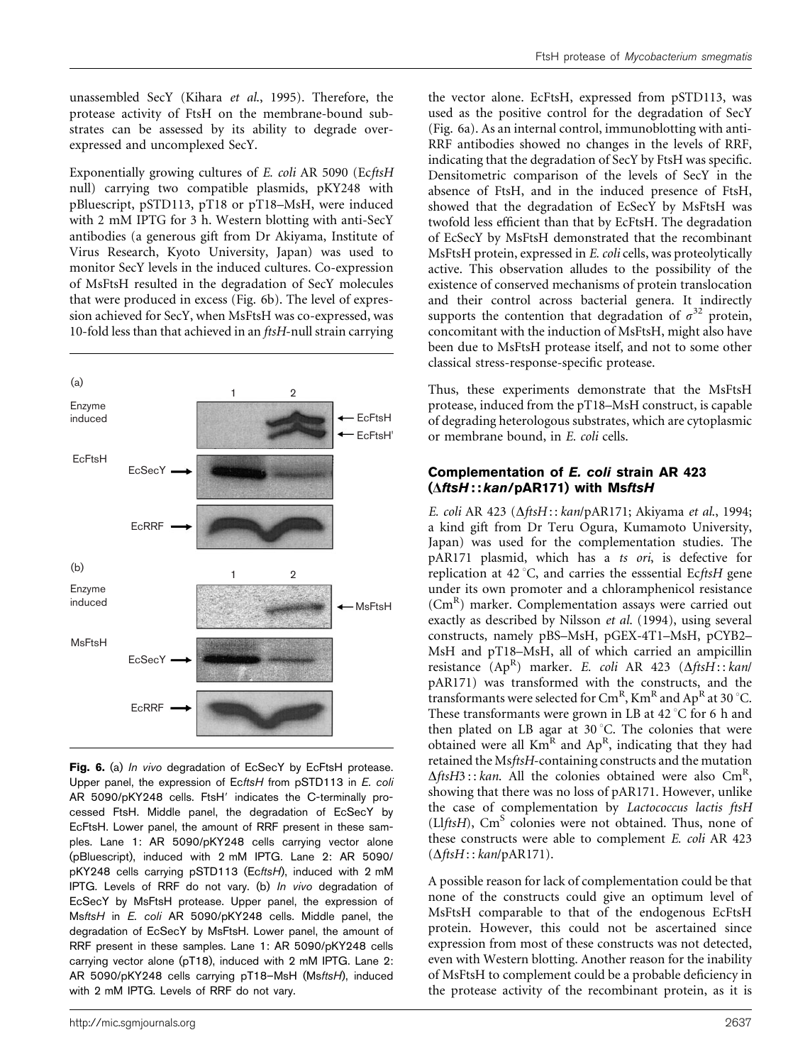unassembled SecY (Kihara *et al.*, 1995). Therefore, the protease activity of FtsH on the membrane-bound substrates can be assessed by its ability to degrade overexpressed and uncomplexed SecY.

Exponentially growing cultures of *E. coli* AR 5090 (Ec*ftsH* null) carrying two compatible plasmids, pKY248 with pBluescript, pSTD113, pT18 or pT18–MsH, were induced with 2 mM IPTG for 3 h. Western blotting with anti-SecY antibodies (a generous gift from Dr Akiyama, Institute of Virus Research, Kyoto University, Japan) was used to monitor SecY levels in the induced cultures. Co-expression of MsFtsH resulted in the degradation of SecY molecules that were produced in excess (Fig. 6b). The level of expression achieved for SecY, when MsFtsH was co-expressed, was 10-fold less than that achieved in an *ftsH*-null strain carrying the vector alone. EcFtsH, expressed from pSTD113, was used as the positive control for the degradation of SecY (Fig. 6a). As an internal control, immunoblotting with anti-RRF antibodies showed no changes in the levels of RRF, indicating that the degradation of SecY by FtsH was specific. Densitometric comparison of the levels of SecY in the absence of FtsH, and in the induced presence of FtsH, showed that the degradation of EcSecY by MsFtsH was twofold less efficient than that by EcFtsH. The degradation of EcSecY by MsFtsH demonstrated that the recombinant MsFtsH protein, expressed in *E. coli* cells, was proteolytically active. This observation alludes to the possibility of the existence of conserved mechanisms of protein translocation and their control across bacterial genera. It indirectly supports the contention that degradation of $\sigma^{32}$ protein, concomitant with the induction of MsFtsH, might also have been due to MsFtsH protease itself, and not to some other classical stress-response-specific protease.

**Fig. 6.** (a) *In vivo* degradation of EcSecY by EcFtsH protease. Upper panel, the expression of Ec*ftsH* from pSTD113 in *E. coli* AR 5090/pKY248 cells. FtsH′ indicates the C-terminally processed FtsH. Middle panel, the degradation of EcSecY by EcFtsH. Lower panel, the amount of RRF present in these samples. Lane 1: AR 5090/pKY248 cells carrying vector alone (pBluescript), induced with 2 mM IPTG. Lane 2: AR 5090/pKY248 cells carrying pSTD113 (Ec*ftsH*), induced with 2 mM IPTG. Levels of RRF do not vary. (b) *In vivo* degradation of EcSecY by MsFtsH protease. Upper panel, the expression of Ms*ftsH* in *E. coli* AR 5090/pKY248 cells. Middle panel, the degradation of EcSecY by MsFtsH. Lower panel, the amount of RRF present in these samples. Lane 1: AR 5090/pKY248 cells carrying vector alone (pT18), induced with 2 mM IPTG. Lane 2: AR 5090/pKY248 cells carrying pT18–MsH (Ms*ftsH*), induced with 2 mM IPTG. Levels of RRF do not vary.

Thus, these experiments demonstrate that the MsFtsH protease, induced from the pT18–MsH construct, is capable of degrading heterologous substrates, which are cytoplasmic or membrane bound, in *E. coli* cells.

### Complementation of *E. coli* strain AR 423 (Δ*ftsH*::*kan*/pAR171) with Ms*ftsH*

*E. coli* AR 423 (Δ*ftsH*::*kan*/pAR171; Akiyama *et al.*, 1994; a kind gift from Dr Teru Ogura, Kumamoto University, Japan) was used for the complementation studies. The pAR171 plasmid, which has a *ts ori*, is defective for replication at 42 °C, and carries the esssential Ec*ftsH* gene under its own promoter and a chloramphenicol resistance ($Cm^R$) marker. Complementation assays were carried out exactly as described by Nilsson *et al.* (1994), using several constructs, namely pBS–MsH, pGEX-4T1–MsH, pCYB2–MsH and pT18–MsH, all of which carried an ampicillin resistance ($Ap^R$) marker. *E. coli* AR 423 (Δ*ftsH*::*kan*/pAR171) was transformed with the constructs, and the transformants were selected for $Cm^R$, $Km^R$ and $Ap^R$ at 30 °C. These transformants were grown in LB at 42 °C for 6 h and then plated on LB agar at 30 °C. The colonies that were obtained were all $Km^R$ and $Ap^R$, indicating that they had retained the Ms*ftsH*-containing constructs and the mutation Δ*ftsH3*::*kan*. All the colonies obtained were also $Cm^R$, showing that there was no loss of pAR171. However, unlike the case of complementation by *Lactococcus lactis ftsH* (Ll*ftsH*), $Cm^S$ colonies were not obtained. Thus, none of these constructs were able to complement *E. coli* AR 423 (Δ*ftsH*::*kan*/pAR171).

A possible reason for lack of complementation could be that none of the constructs could give an optimum level of MsFtsH comparable to that of the endogenous EcFtsH protein. However, this could not be ascertained since expression from most of these constructs was not detected, even with Western blotting. Another reason for the inability of MsFtsH to complement could be a probable deficiency in the protease activity of the recombinant protein, as it is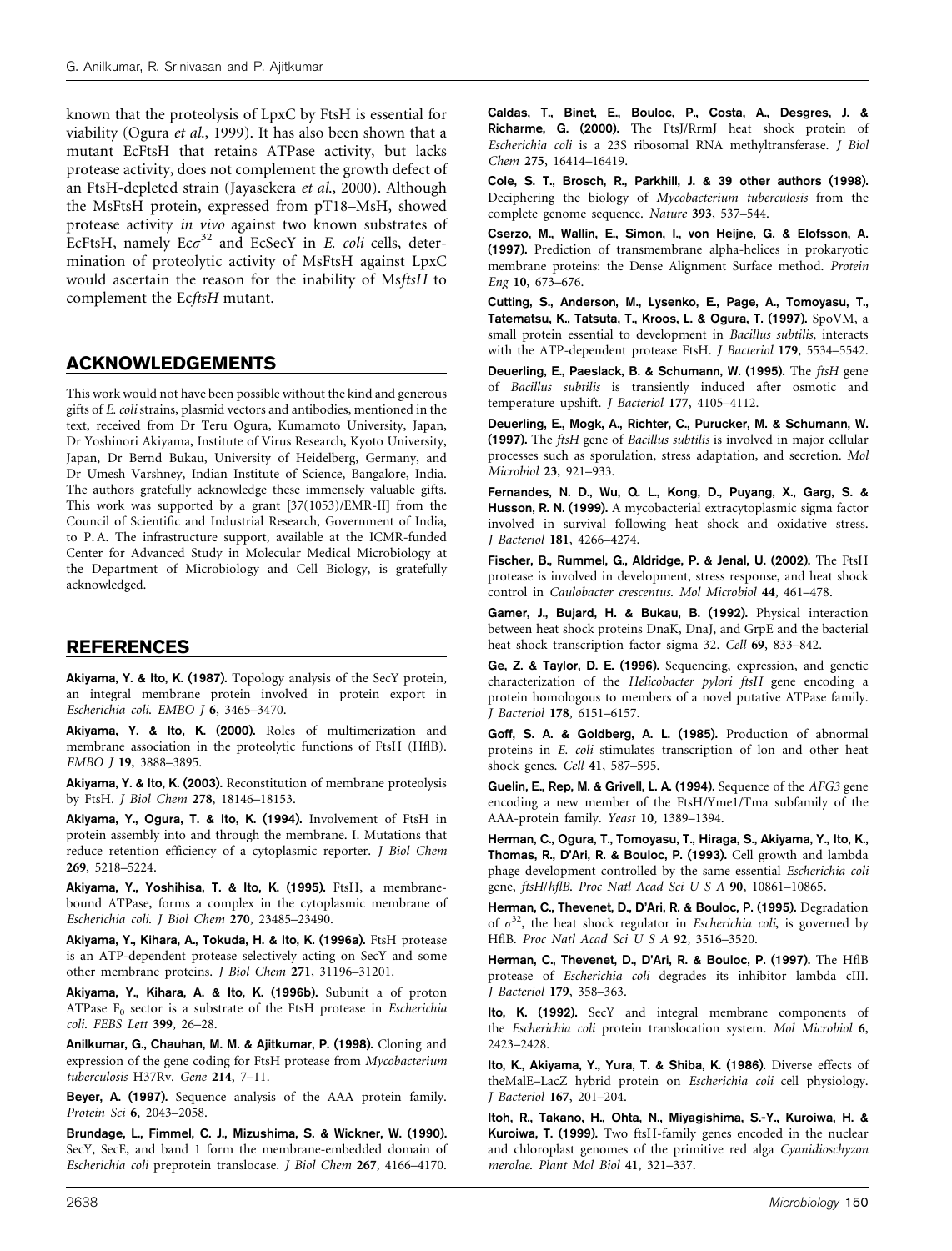known that the proteolysis of LpxC by FtsH is essential for viability (Ogura *et al.*, 1999). It has also been shown that a mutant EcFtsH that retains ATPase activity, but lacks protease activity, does not complement the growth defect of an FtsH-depleted strain (Jayasekera *et al.*, 2000). Although the MsFtsH protein, expressed from pT18–MsH, showed protease activity *in vivo* against two known substrates of EcFtsH, namely Ec$\sigma^{32}$ and EcSecY in *E. coli* cells, determination of proteolytic activity of MsFtsH against LpxC would ascertain the reason for the inability of Ms*ftsH* to complement the Ec*ftsH* mutant.

## ACKNOWLEDGEMENTS

This work would not have been possible without the kind and generous gifts of *E. coli* strains, plasmid vectors and antibodies, mentioned in the text, received from Dr Teru Ogura, Kumamoto University, Japan, Dr Yoshinori Akiyama, Institute of Virus Research, Kyoto University, Japan, Dr Bernd Bukau, University of Heidelberg, Germany, and Dr Umesh Varshney, Indian Institute of Science, Bangalore, India. The authors gratefully acknowledge these immensely valuable gifts. This work was supported by a grant [37(1053)/EMR-II] from the Council of Scientific and Industrial Research, Government of India, to P. A. The infrastructure support, available at the ICMR-funded Center for Advanced Study in Molecular Medical Microbiology at the Department of Microbiology and Cell Biology, is gratefully acknowledged.

## REFERENCES

**Akiyama, Y. & Ito, K. (1987).** Topology analysis of the SecY protein, an integral membrane protein involved in protein export in *Escherichia coli*. *EMBO J* **6**, 3465–3470.

**Akiyama, Y. & Ito, K. (2000).** Roles of multimerization and membrane association in the proteolytic functions of FtsH (HflB). *EMBO J* **19**, 3888–3895.

**Akiyama, Y. & Ito, K. (2003).** Reconstitution of membrane proteolysis by FtsH. *J Biol Chem* **278**, 18146–18153.

**Akiyama, Y., Ogura, T. & Ito, K. (1994).** Involvement of FtsH in protein assembly into and through the membrane. I. Mutations that reduce retention efficiency of a cytoplasmic reporter. *J Biol Chem* **269**, 5218–5224.

**Akiyama, Y., Yoshihisa, T. & Ito, K. (1995).** FtsH, a membrane-bound ATPase, forms a complex in the cytoplasmic membrane of *Escherichia coli*. *J Biol Chem* **270**, 23485–23490.

**Akiyama, Y., Kihara, A., Tokuda, H. & Ito, K. (1996a).** FtsH protease is an ATP-dependent protease selectively acting on SecY and some other membrane proteins. *J Biol Chem* **271**, 31196–31201.

**Akiyama, Y., Kihara, A. & Ito, K. (1996b).** Subunit a of proton ATPase $F_0$ sector is a substrate of the FtsH protease in *Escherichia coli*. *FEBS Lett* **399**, 26–28.

**Anilkumar, G., Chauhan, M. M. & Ajitkumar, P. (1998).** Cloning and expression of the gene coding for FtsH protease from *Mycobacterium tuberculosis* H37Rv. *Gene* **214**, 7–11.

**Beyer, A. (1997).** Sequence analysis of the AAA protein family. *Protein Sci* **6**, 2043–2058.

**Brundage, L., Fimmel, C. J., Mizushima, S. & Wickner, W. (1990).** SecY, SecE, and band 1 form the membrane-embedded domain of *Escherichia coli* preprotein translocase. *J Biol Chem* **267**, 4166–4170.

**Caldas, T., Binet, E., Bouloc, P., Costa, A., Desgres, J. & Richarme, G. (2000).** The FtsJ/RrmJ heat shock protein of *Escherichia coli* is a 23S ribosomal RNA methyltransferase. *J Biol Chem* **275**, 16414–16419.

**Cole, S. T., Brosch, R., Parkhill, J. & 39 other authors (1998).** Deciphering the biology of *Mycobacterium tuberculosis* from the complete genome sequence. *Nature* **393**, 537–544.

**Cserzo, M., Wallin, E., Simon, I., von Heijne, G. & Elofsson, A. (1997).** Prediction of transmembrane alpha-helices in prokaryotic membrane proteins: the Dense Alignment Surface method. *Protein Eng* **10**, 673–676.

**Cutting, S., Anderson, M., Lysenko, E., Page, A., Tomoyasu, T., Tatematsu, K., Tatsuta, T., Kroos, L. & Ogura, T. (1997).** SpoVM, a small protein essential to development in *Bacillus subtilis*, interacts with the ATP-dependent protease FtsH. *J Bacteriol* **179**, 5534–5542.

**Deuerling, E., Paeslack, B. & Schumann, W. (1995).** The *ftsH* gene of *Bacillus subtilis* is transiently induced after osmotic and temperature upshift. *J Bacteriol* **177**, 4105–4112.

**Deuerling, E., Mogk, A., Richter, C., Purucker, M. & Schumann, W. (1997).** The *ftsH* gene of *Bacillus subtilis* is involved in major cellular processes such as sporulation, stress adaptation, and secretion. *Mol Microbiol* **23**, 921–933.

**Fernandes, N. D., Wu, Q. L., Kong, D., Puyang, X., Garg, S. & Husson, R. N. (1999).** A mycobacterial extracytoplasmic sigma factor involved in survival following heat shock and oxidative stress. *J Bacteriol* **181**, 4266–4274.

**Fischer, B., Rummel, G., Aldridge, P. & Jenal, U. (2002).** The FtsH protease is involved in development, stress response, and heat shock control in *Caulobacter crescentus*. *Mol Microbiol* **44**, 461–478.

**Gamer, J., Bujard, H. & Bukau, B. (1992).** Physical interaction between heat shock proteins DnaK, DnaJ, and GrpE and the bacterial heat shock transcription factor sigma 32. *Cell* **69**, 833–842.

**Ge, Z. & Taylor, D. E. (1996).** Sequencing, expression, and genetic characterization of the *Helicobacter pylori ftsH* gene encoding a protein homologous to members of a novel putative ATPase family. *J Bacteriol* **178**, 6151–6157.

**Goff, S. A. & Goldberg, A. L. (1985).** Production of abnormal proteins in *E. coli* stimulates transcription of lon and other heat shock genes. *Cell* **41**, 587–595.

**Guelin, E., Rep, M. & Grivell, L. A. (1994).** Sequence of the *AFG3* gene encoding a new member of the FtsH/Yme1/Tma subfamily of the AAA-protein family. *Yeast* **10**, 1389–1394.

**Herman, C., Ogura, T., Tomoyasu, T., Hiraga, S., Akiyama, Y., Ito, K., Thomas, R., D'Ari, R. & Bouloc, P. (1993).** Cell growth and lambda phage development controlled by the same essential *Escherichia coli* gene, *ftsH*/*hflB*. *Proc Natl Acad Sci U S A* **90**, 10861–10865.

**Herman, C., Thevenet, D., D'Ari, R. & Bouloc, P. (1995).** Degradation of $\sigma^{32}$, the heat shock regulator in *Escherichia coli*, is governed by HflB. *Proc Natl Acad Sci U S A* **92**, 3516–3520.

**Herman, C., Thevenet, D., D'Ari, R. & Bouloc, P. (1997).** The HflB protease of *Escherichia coli* degrades its inhibitor lambda cIII. *J Bacteriol* **179**, 358–363.

**Ito, K. (1992).** SecY and integral membrane components of the *Escherichia coli* protein translocation system. *Mol Microbiol* **6**, 2423–2428.

**Ito, K., Akiyama, Y., Yura, T. & Shiba, K. (1986).** Diverse effects of theMalE–LacZ hybrid protein on *Escherichia coli* cell physiology. *J Bacteriol* **167**, 201–204.

**Itoh, R., Takano, H., Ohta, N., Miyagishima, S.-Y., Kuroiwa, H. & Kuroiwa, T. (1999).** Two ftsH-family genes encoded in the nuclear and chloroplast genomes of the primitive red alga *Cyanidioschyzon merolae*. *Plant Mol Biol* **41**, 321–337.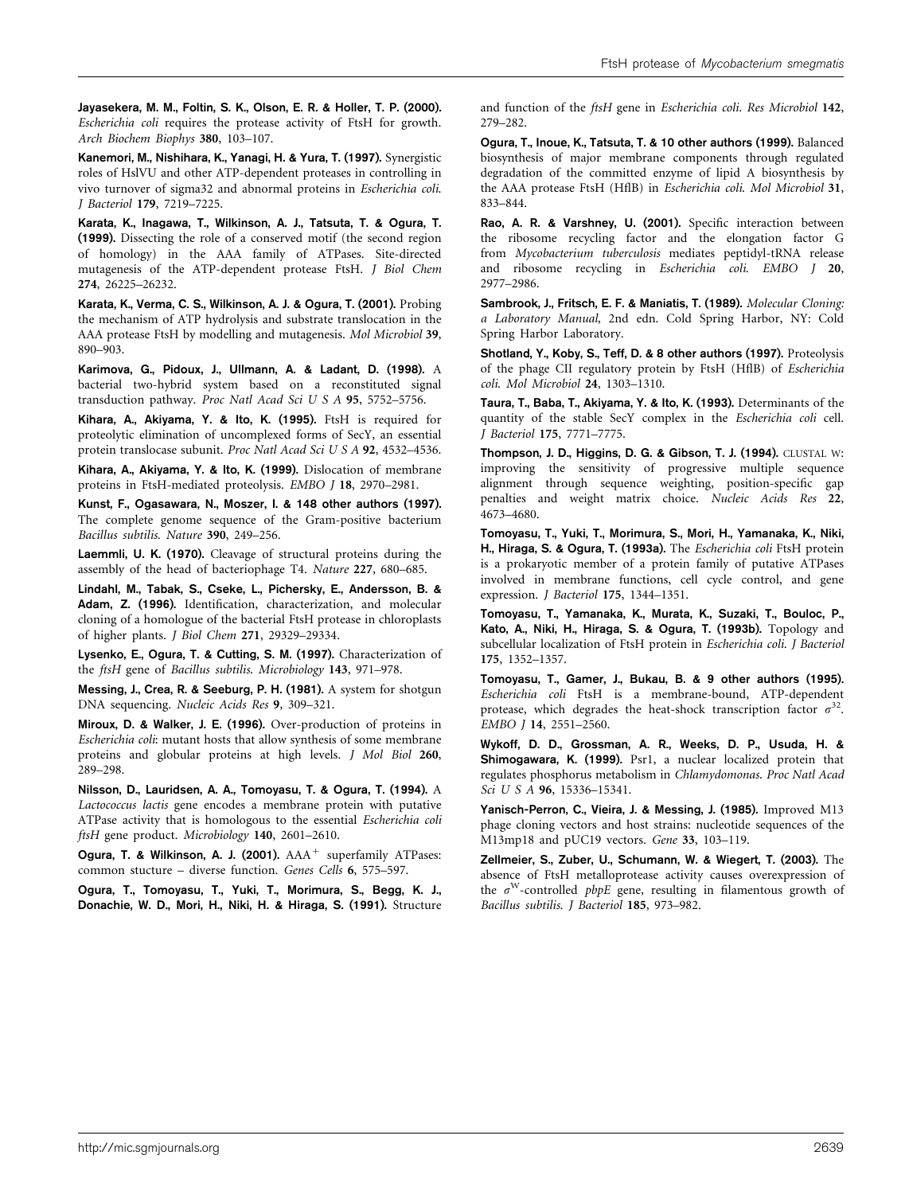**Jayasekera, M. M., Foltin, S. K., Olson, E. R. & Holler, T. P. (2000).** *Escherichia coli* requires the protease activity of FtsH for growth. *Arch Biochem Biophys* **380**, 103–107.

**Kanemori, M., Nishihara, K., Yanagi, H. & Yura, T. (1997).** Synergistic roles of HslVU and other ATP-dependent proteases in controlling in vivo turnover of sigma32 and abnormal proteins in *Escherichia coli*. *J Bacteriol* **179**, 7219–7225.

**Karata, K., Inagawa, T., Wilkinson, A. J., Tatsuta, T. & Ogura, T. (1999).** Dissecting the role of a conserved motif (the second region of homology) in the AAA family of ATPases. Site-directed mutagenesis of the ATP-dependent protease FtsH. *J Biol Chem* **274**, 26225–26232.

**Karata, K., Verma, C. S., Wilkinson, A. J. & Ogura, T. (2001).** Probing the mechanism of ATP hydrolysis and substrate translocation in the AAA protease FtsH by modelling and mutagenesis. *Mol Microbiol* **39**, 890–903.

**Karimova, G., Pidoux, J., Ullmann, A. & Ladant, D. (1998).** A bacterial two-hybrid system based on a reconstituted signal transduction pathway. *Proc Natl Acad Sci U S A* **95**, 5752–5756.

**Kihara, A., Akiyama, Y. & Ito, K. (1995).** FtsH is required for proteolytic elimination of uncomplexed forms of SecY, an essential protein translocase subunit. *Proc Natl Acad Sci U S A* **92**, 4532–4536.

**Kihara, A., Akiyama, Y. & Ito, K. (1999).** Dislocation of membrane proteins in FtsH-mediated proteolysis. *EMBO J* **18**, 2970–2981.

**Kunst, F., Ogasawara, N., Moszer, I. & 148 other authors (1997).** The complete genome sequence of the Gram-positive bacterium *Bacillus subtilis*. *Nature* **390**, 249–256.

**Laemmli, U. K. (1970).** Cleavage of structural proteins during the assembly of the head of bacteriophage T4. *Nature* **227**, 680–685.

**Lindahl, M., Tabak, S., Cseke, L., Pichersky, E., Andersson, B. & Adam, Z. (1996).** Identification, characterization, and molecular cloning of a homologue of the bacterial FtsH protease in chloroplasts of higher plants. *J Biol Chem* **271**, 29329–29334.

**Lysenko, E., Ogura, T. & Cutting, S. M. (1997).** Characterization of the *ftsH* gene of *Bacillus subtilis*. *Microbiology* **143**, 971–978.

**Messing, J., Crea, R. & Seeburg, P. H. (1981).** A system for shotgun DNA sequencing. *Nucleic Acids Res* **9**, 309–321.

**Miroux, D. & Walker, J. E. (1996).** Over-production of proteins in *Escherichia coli*: mutant hosts that allow synthesis of some membrane proteins and globular proteins at high levels. *J Mol Biol* **260**, 289–298.

**Nilsson, D., Lauridsen, A. A., Tomoyasu, T. & Ogura, T. (1994).** A *Lactococcus lactis* gene encodes a membrane protein with putative ATPase activity that is homologous to the essential *Escherichia coli ftsH* gene product. *Microbiology* **140**, 2601–2610.

**Ogura, T. & Wilkinson, A. J. (2001).** AAA$^{+}$ superfamily ATPases: common stucture – diverse function. *Genes Cells* **6**, 575–597.

**Ogura, T., Tomoyasu, T., Yuki, T., Morimura, S., Begg, K. J., Donachie, W. D., Mori, H., Niki, H. & Hiraga, S. (1991).** Structure and function of the *ftsH* gene in *Escherichia coli*. *Res Microbiol* **142**, 279–282.

**Ogura, T., Inoue, K., Tatsuta, T. & 10 other authors (1999).** Balanced biosynthesis of major membrane components through regulated degradation of the committed enzyme of lipid A biosynthesis by the AAA protease FtsH (HflB) in *Escherichia coli*. *Mol Microbiol* **31**, 833–844.

**Rao, A. R. & Varshney, U. (2001).** Specific interaction between the ribosome recycling factor and the elongation factor G from *Mycobacterium tuberculosis* mediates peptidyl-tRNA release and ribosome recycling in *Escherichia coli*. *EMBO J* **20**, 2977–2986.

**Sambrook, J., Fritsch, E. F. & Maniatis, T. (1989).** *Molecular Cloning: a Laboratory Manual*, 2nd edn. Cold Spring Harbor, NY: Cold Spring Harbor Laboratory.

**Shotland, Y., Koby, S., Teff, D. & 8 other authors (1997).** Proteolysis of the phage CII regulatory protein by FtsH (HflB) of *Escherichia coli*. *Mol Microbiol* **24**, 1303–1310.

**Taura, T., Baba, T., Akiyama, Y. & Ito, K. (1993).** Determinants of the quantity of the stable SecY complex in the *Escherichia coli* cell. *J Bacteriol* **175**, 7771–7775.

**Thompson, J. D., Higgins, D. G. & Gibson, T. J. (1994).** CLUSTAL W: improving the sensitivity of progressive multiple sequence alignment through sequence weighting, position-specific gap penalties and weight matrix choice. *Nucleic Acids Res* **22**, 4673–4680.

**Tomoyasu, T., Yuki, T., Morimura, S., Mori, H., Yamanaka, K., Niki, H., Hiraga, S. & Ogura, T. (1993a).** The *Escherichia coli* FtsH protein is a prokaryotic member of a protein family of putative ATPases involved in membrane functions, cell cycle control, and gene expression. *J Bacteriol* **175**, 1344–1351.

**Tomoyasu, T., Yamanaka, K., Murata, K., Suzaki, T., Bouloc, P., Kato, A., Niki, H., Hiraga, S. & Ogura, T. (1993b).** Topology and subcellular localization of FtsH protein in *Escherichia coli*. *J Bacteriol* **175**, 1352–1357.

**Tomoyasu, T., Gamer, J., Bukau, B. & 9 other authors (1995).** *Escherichia coli* FtsH is a membrane-bound, ATP-dependent protease, which degrades the heat-shock transcription factor $\sigma^{32}$. *EMBO J* **14**, 2551–2560.

**Wykoff, D. D., Grossman, A. R., Weeks, D. P., Usuda, H. & Shimogawara, K. (1999).** Psr1, a nuclear localized protein that regulates phosphorus metabolism in *Chlamydomonas*. *Proc Natl Acad Sci U S A* **96**, 15336–15341.

**Yanisch-Perron, C., Vieira, J. & Messing, J. (1985).** Improved M13 phage cloning vectors and host strains: nucleotide sequences of the M13mp18 and pUC19 vectors. *Gene* **33**, 103–119.

**Zellmeier, S., Zuber, U., Schumann, W. & Wiegert, T. (2003).** The absence of FtsH metalloprotease activity causes overexpression of the $\sigma^{W}$-controlled *pbpE* gene, resulting in filamentous growth of *Bacillus subtilis*. *J Bacteriol* **185**, 973–982.